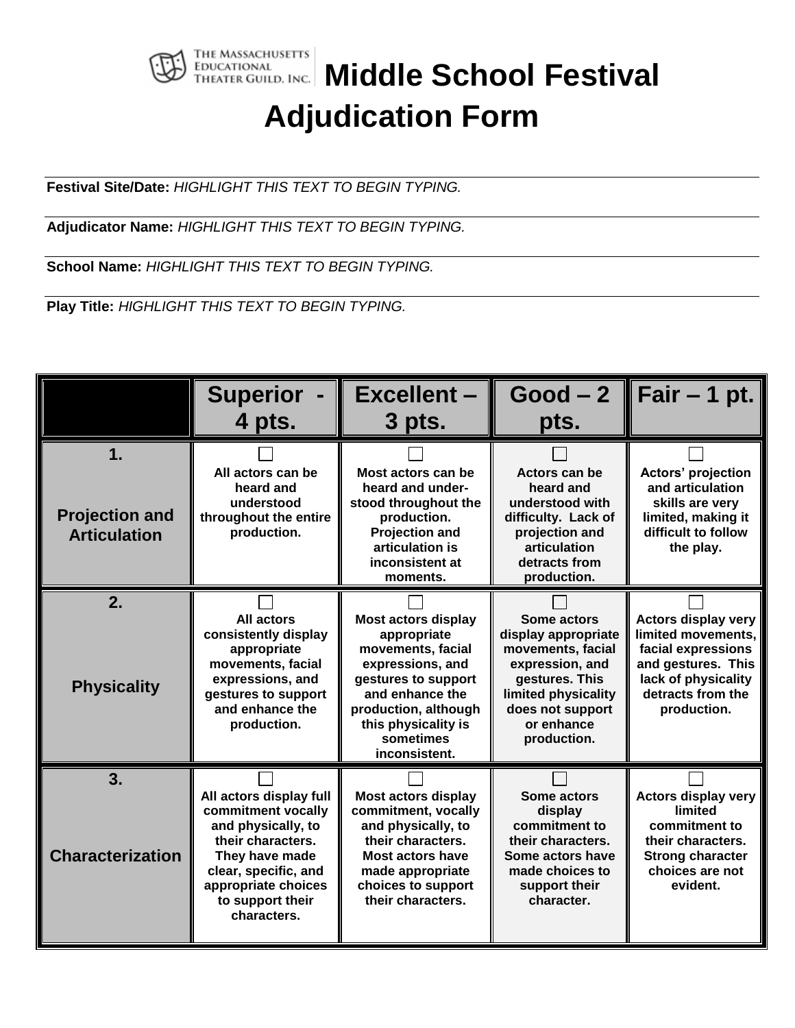THE MASSACHUSETTS EDUCATIONAL THEATER GUILD, INC.

# Middle School Festival Adjudication Form

**Festival Site/Date:** *HIGHLIGHT THIS TEXT TO BEGIN TYPING.*

**Adjudicator Name:** *HIGHLIGHT THIS TEXT TO BEGIN TYPING.*

**School Name:** *HIGHLIGHT THIS TEXT TO BEGIN TYPING.*

**Play Title:** *HIGHLIGHT THIS TEXT TO BEGIN TYPING.*

| | Superior - 4 pts. | Excellent – 3 pts. | Good – 2 pts. | Fair – 1 pt. |
|---|---|---|---|---|
| **1. Projection and Articulation** | ☐ All actors can be heard and understood throughout the entire production. | ☐ Most actors can be heard and under-stood throughout the production. Projection and articulation is inconsistent at moments. | ☐ Actors can be heard and understood with difficulty. Lack of projection and articulation detracts from production. | ☐ Actors' projection and articulation skills are very limited, making it difficult to follow the play. |
| **2. Physicality** | ☐ All actors consistently display appropriate movements, facial expressions, and gestures to support and enhance the production. | ☐ Most actors display appropriate movements, facial expressions, and gestures to support and enhance the production, although this physicality is sometimes inconsistent. | ☐ Some actors display appropriate movements, facial expression, and gestures. This limited physicality does not support or enhance production. | ☐ Actors display very limited movements, facial expressions and gestures. This lack of physicality detracts from the production. |
| **3. Characterization** | ☐ All actors display full commitment vocally and physically, to their characters. They have made clear, specific, and appropriate choices to support their characters. | ☐ Most actors display commitment, vocally and physically, to their characters. Most actors have made appropriate choices to support their characters. | ☐ Some actors display commitment to their characters. Some actors have made choices to support their character. | ☐ Actors display very limited commitment to their characters. Strong character choices are not evident. |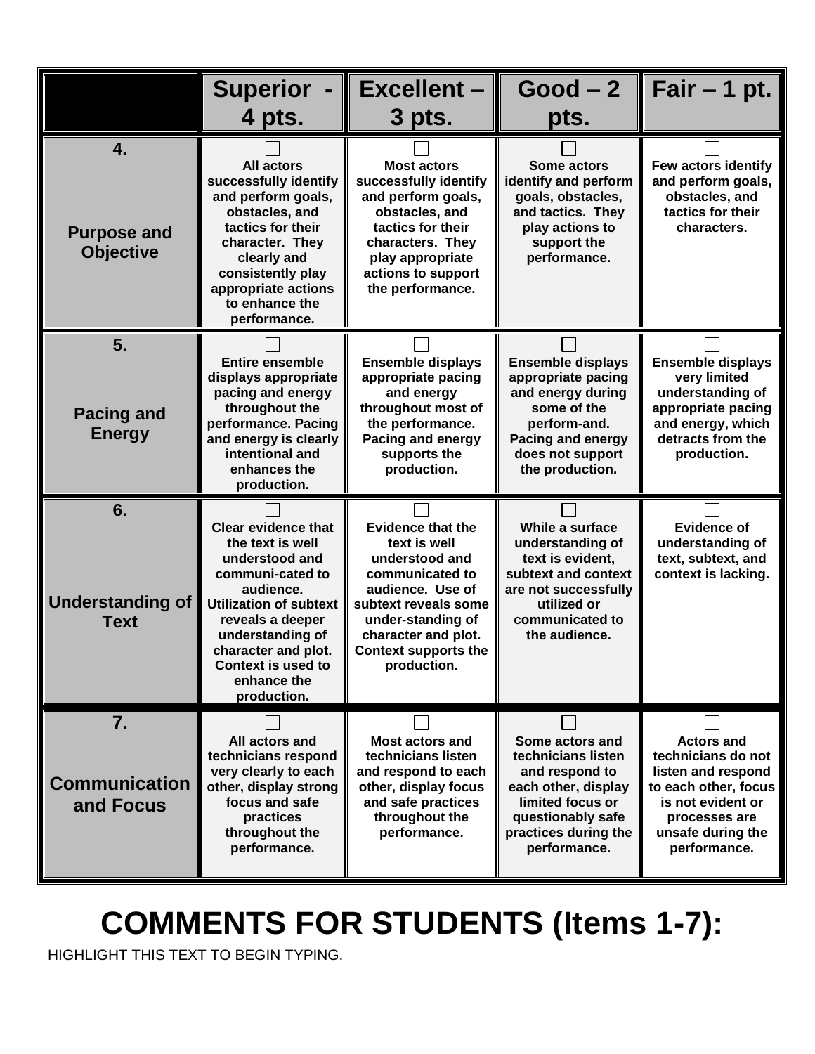| | Superior - 4 pts. | Excellent – 3 pts. | Good – 2 pts. | Fair – 1 pt. |
|---|---|---|---|---|
| 4. **Purpose and Objective** | ☐ All actors successfully identify and perform goals, obstacles, and tactics for their character. They clearly and consistently play appropriate actions to enhance the performance. | ☐ Most actors successfully identify and perform goals, obstacles, and tactics for their characters. They play appropriate actions to support the performance. | ☐ Some actors identify and perform goals, obstacles, and tactics. They play actions to support the performance. | ☐ Few actors identify and perform goals, obstacles, and tactics for their characters. |
| 5. **Pacing and Energy** | ☐ Entire ensemble displays appropriate pacing and energy throughout the performance. Pacing and energy is clearly intentional and enhances the production. | ☐ Ensemble displays appropriate pacing and energy throughout most of the performance. Pacing and energy supports the production. | ☐ Ensemble displays appropriate pacing and energy during some of the perform-and. Pacing and energy does not support the production. | ☐ Ensemble displays very limited understanding of appropriate pacing and energy, which detracts from the production. |
| 6. **Understanding of Text** | ☐ Clear evidence that the text is well understood and communi-cated to audience. Utilization of subtext reveals a deeper understanding of character and plot. Context is used to enhance the production. | ☐ Evidence that the text is well understood and communicated to audience. Use of subtext reveals some under-standing of character and plot. Context supports the production. | ☐ While a surface understanding of text is evident, subtext and context are not successfully utilized or communicated to the audience. | ☐ Evidence of understanding of text, subtext, and context is lacking. |
| 7. **Communication and Focus** | ☐ All actors and technicians respond very clearly to each other, display strong focus and safe practices throughout the performance. | ☐ Most actors and technicians listen and respond to each other, display focus and safe practices throughout the performance. | ☐ Some actors and technicians listen and respond to each other, display limited focus or questionably safe practices during the performance. | ☐ Actors and technicians do not listen and respond to each other, focus is not evident or processes are unsafe during the performance. |

# COMMENTS FOR STUDENTS (Items 1-7):

HIGHLIGHT THIS TEXT TO BEGIN TYPING.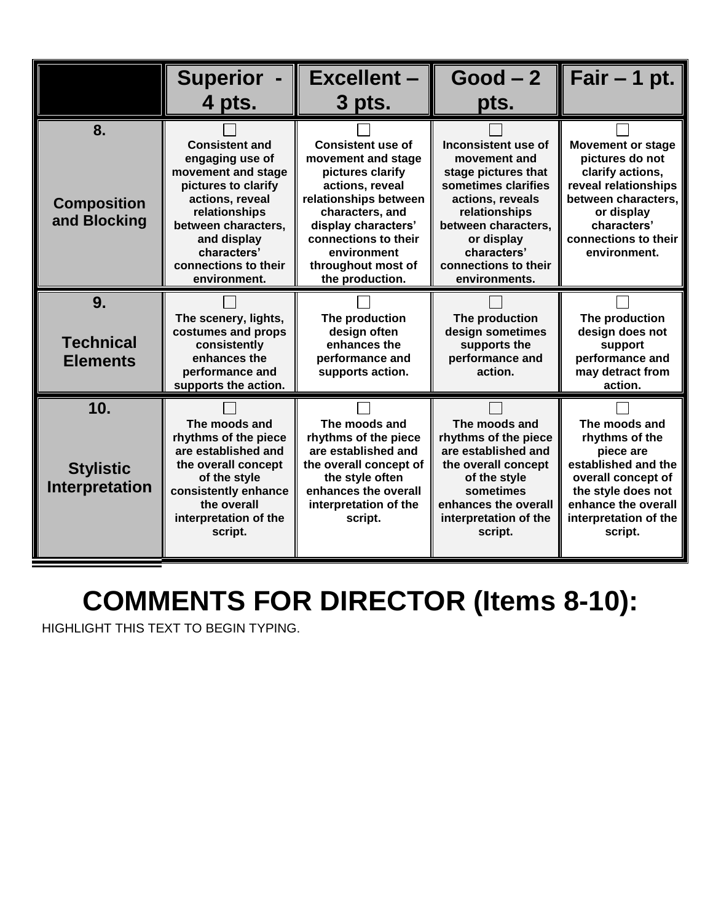| | Superior - 4 pts. | Excellent – 3 pts. | Good – 2 pts. | Fair – 1 pt. |
|---|---|---|---|---|
| **8. Composition and Blocking** | ☐ Consistent and engaging use of movement and stage pictures to clarify actions, reveal relationships between characters, and display characters' connections to their environment. | ☐ Consistent use of movement and stage pictures clarify actions, reveal relationships between characters, and display characters' connections to their environment throughout most of the production. | ☐ Inconsistent use of movement and stage pictures that sometimes clarifies actions, reveals relationships between characters, or display characters' connections to their environments. | ☐ Movement or stage pictures do not clarify actions, reveal relationships between characters, or display characters' connections to their environment. |
| **9. Technical Elements** | ☐ The scenery, lights, costumes and props consistently enhances the performance and supports the action. | ☐ The production design often enhances the performance and supports action. | ☐ The production design sometimes supports the performance and action. | ☐ The production design does not support performance and may detract from action. |
| **10. Stylistic Interpretation** | ☐ The moods and rhythms of the piece are established and the overall concept of the style consistently enhance the overall interpretation of the script. | ☐ The moods and rhythms of the piece are established and the overall concept of the style often enhances the overall interpretation of the script. | ☐ The moods and rhythms of the piece are established and the overall concept of the style sometimes enhances the overall interpretation of the script. | ☐ The moods and rhythms of the piece are established and the overall concept of the style does not enhance the overall interpretation of the script. |

# COMMENTS FOR DIRECTOR (Items 8-10):

HIGHLIGHT THIS TEXT TO BEGIN TYPING.